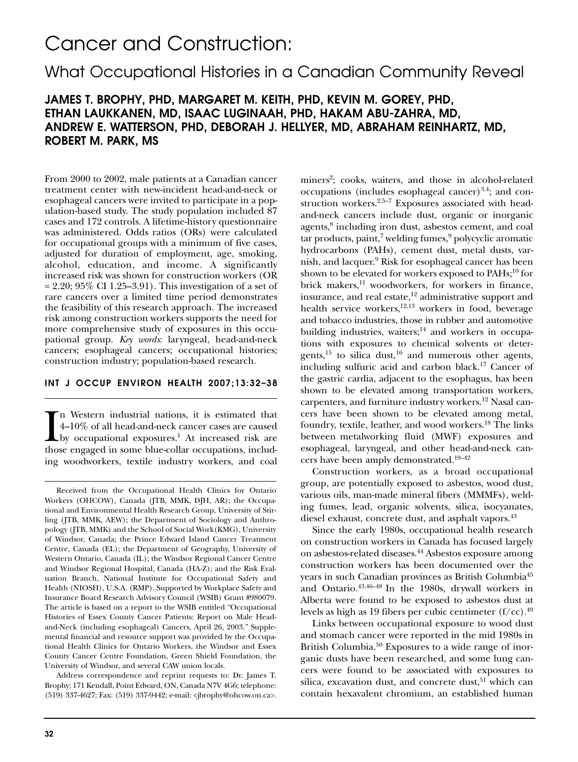# Cancer and Construction:

## What Occupational Histories in a Canadian Community Reveal

**JAMES T. BROPHY, PHD, MARGARET M. KEITH, PHD, KEVIN M. GOREY, PHD, ETHAN LAUKKANEN, MD, ISAAC LUGINAAH, PHD, HAKAM ABU-ZAHRA, MD, ANDREW E. WATTERSON, PHD, DEBORAH J. HELLYER, MD, ABRAHAM REINHARTZ, MD, ROBERT M. PARK, MS**

From 2000 to 2002, male patients at a Canadian cancer treatment center with new-incident head-and-neck or esophageal cancers were invited to participate in a population-based study. The study population included 87 cases and 172 controls. A lifetime-history questionnaire was administered. Odds ratios (ORs) were calculated for occupational groups with a minimum of five cases, adjusted for duration of employment, age, smoking, alcohol, education, and income. A significantly increased risk was shown for construction workers (OR = 2.20; 95% CI 1.25–3.91). This investigation of a set of rare cancers over a limited time period demonstrates the feasibility of this research approach. The increased risk among construction workers supports the need for more comprehensive study of exposures in this occupational group. *Key words*: laryngeal, head-and-neck cancers; esophageal cancers; occupational histories; construction industry; population-based research.

**INT J OCCUP ENVIRON HEALTH 2007;13:32–38**

In Western industrial nations, it is estimated that 4–10% of all head-and-neck cancer cases are caused by occupational exposures.[1] At increased risk are those engaged in some blue-collar occupations, including woodworkers, textile industry workers, and coal miners[2]; cooks, waiters, and those in alcohol-related occupations (includes esophageal cancer)[3,4]; and construction workers.[2,5–7] Exposures associated with head-and-neck cancers include dust, organic or inorganic agents,[8] including iron dust, asbestos cement, and coal tar products, paint,[7] welding fumes,[9] polycyclic aromatic hydrocarbons (PAHs), cement dust, metal dusts, varnish, and lacquer.[9] Risk for esophageal cancer has been shown to be elevated for workers exposed to PAHs;[10] for brick makers,[11] woodworkers, for workers in finance, insurance, and real estate,[12] administrative support and health service workers,[12,13] workers in food, beverage and tobacco industries, those in rubber and automotive building industries, waiters;[14] and workers in occupations with exposures to chemical solvents or detergents,[15] to silica dust,[16] and numerous other agents, including sulfuric acid and carbon black.[17] Cancer of the gastric cardia, adjacent to the esophagus, has been shown to be elevated among transportation workers, carpenters, and furniture industry workers.[12] Nasal cancers have been shown to be elevated among metal, foundry, textile, leather, and wood workers.[18] The links between metalworking fluid (MWF) exposures and esophageal, laryngeal, and other head-and-neck cancers have been amply demonstrated.[19–42]

Construction workers, as a broad occupational group, are potentially exposed to asbestos, wood dust, various oils, man-made mineral fibers (MMMFs), welding fumes, lead, organic solvents, silica, isocyanates, diesel exhaust, concrete dust, and asphalt vapors.[43]

Since the early 1980s, occupational health research on construction workers in Canada has focused largely on asbestos-related diseases.[44] Asbestos exposure among construction workers has been documented over the years in such Canadian provinces as British Columbia[45] and Ontario.[43,46–48] In the 1980s, drywall workers in Alberta were found to be exposed to asbestos dust at levels as high as 19 fibers per cubic centimeter (f/cc).[49]

Links between occupational exposure to wood dust and stomach cancer were reported in the mid 1980s in British Columbia.[50] Exposures to a wide range of inorganic dusts have been researched, and some lung cancers were found to be associated with exposures to silica, excavation dust, and concrete dust,[51] which can contain hexavalent chromium, an established human

---

Received from the Occupational Health Clinics for Ontario Workers (OHCOW), Canada (JTB, MMK, DJH, AR); the Occupational and Environmental Health Research Group, University of Stirling (JTB, MMK, AEW); the Department of Sociology and Anthropology (JTB, MMK) and the School of Social Work(KMG), University of Windsor, Canada; the Prince Edward Island Cancer Treatment Centre, Canada (EL); the Department of Geography, University of Western Ontario, Canada (IL); the Windsor Regional Cancer Centre and Windsor Regional Hospital, Canada (HA-Z); and the Risk Evaluation Branch, National Institute for Occupational Safety and Health (NIOSH), U.S.A. (RMP). Supported by Workplace Safety and Insurance Board Research Advisory Council (WSIB) Grant #980079. The article is based on a report to the WSIB entitled "Occupational Histories of Essex County Cancer Patients: Report on Male Head-and-Neck (including esophageal) Cancers, April 26, 2003." Supplemental financial and resource support was provided by the Occupational Health Clinics for Ontario Workers, the Windsor and Essex County Cancer Centre Foundation, Green Shield Foundation, the University of Windsor, and several CAW union locals.

Address correspondence and reprint requests to: Dr. James T. Brophy; 171 Kendall, Point Edward, ON, Canada N7V 4G6; telephone: (519) 337-4627; Fax: (519) 337-9442; e-mail: <jbrophy@ohcow.on.ca>.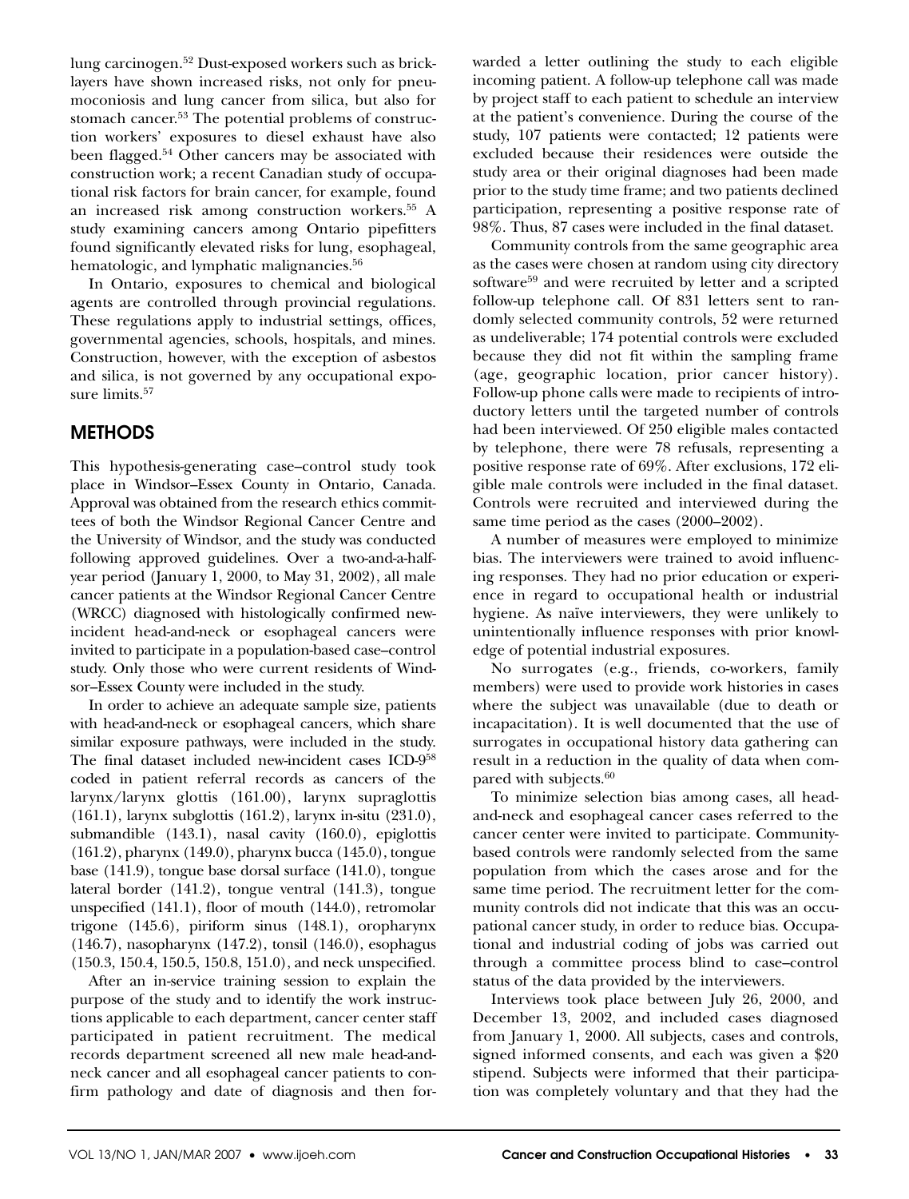lung carcinogen.[52] Dust-exposed workers such as bricklayers have shown increased risks, not only for pneumoconiosis and lung cancer from silica, but also for stomach cancer.[53] The potential problems of construction workers' exposures to diesel exhaust have also been flagged.[54] Other cancers may be associated with construction work; a recent Canadian study of occupational risk factors for brain cancer, for example, found an increased risk among construction workers.[55] A study examining cancers among Ontario pipefitters found significantly elevated risks for lung, esophageal, hematologic, and lymphatic malignancies.[56]

In Ontario, exposures to chemical and biological agents are controlled through provincial regulations. These regulations apply to industrial settings, offices, governmental agencies, schools, hospitals, and mines. Construction, however, with the exception of asbestos and silica, is not governed by any occupational exposure limits.[57]

## METHODS

This hypothesis-generating case–control study took place in Windsor–Essex County in Ontario, Canada. Approval was obtained from the research ethics committees of both the Windsor Regional Cancer Centre and the University of Windsor, and the study was conducted following approved guidelines. Over a two-and-a-half-year period (January 1, 2000, to May 31, 2002), all male cancer patients at the Windsor Regional Cancer Centre (WRCC) diagnosed with histologically confirmed new-incident head-and-neck or esophageal cancers were invited to participate in a population-based case–control study. Only those who were current residents of Windsor–Essex County were included in the study.

In order to achieve an adequate sample size, patients with head-and-neck or esophageal cancers, which share similar exposure pathways, were included in the study. The final dataset included new-incident cases ICD-9[58] coded in patient referral records as cancers of the larynx/larynx glottis (161.00), larynx supraglottis (161.1), larynx subglottis (161.2), larynx in-situ (231.0), submandible (143.1), nasal cavity (160.0), epiglottis (161.2), pharynx (149.0), pharynx bucca (145.0), tongue base (141.9), tongue base dorsal surface (141.0), tongue lateral border (141.2), tongue ventral (141.3), tongue unspecified (141.1), floor of mouth (144.0), retromolar trigone (145.6), piriform sinus (148.1), oropharynx (146.7), nasopharynx (147.2), tonsil (146.0), esophagus (150.3, 150.4, 150.5, 150.8, 151.0), and neck unspecified.

After an in-service training session to explain the purpose of the study and to identify the work instructions applicable to each department, cancer center staff participated in patient recruitment. The medical records department screened all new male head-and-neck cancer and all esophageal cancer patients to confirm pathology and date of diagnosis and then forwarded a letter outlining the study to each eligible incoming patient. A follow-up telephone call was made by project staff to each patient to schedule an interview at the patient's convenience. During the course of the study, 107 patients were contacted; 12 patients were excluded because their residences were outside the study area or their original diagnoses had been made prior to the study time frame; and two patients declined participation, representing a positive response rate of 98%. Thus, 87 cases were included in the final dataset.

Community controls from the same geographic area as the cases were chosen at random using city directory software[59] and were recruited by letter and a scripted follow-up telephone call. Of 831 letters sent to randomly selected community controls, 52 were returned as undeliverable; 174 potential controls were excluded because they did not fit within the sampling frame (age, geographic location, prior cancer history). Follow-up phone calls were made to recipients of introductory letters until the targeted number of controls had been interviewed. Of 250 eligible males contacted by telephone, there were 78 refusals, representing a positive response rate of 69%. After exclusions, 172 eligible male controls were included in the final dataset. Controls were recruited and interviewed during the same time period as the cases (2000–2002).

A number of measures were employed to minimize bias. The interviewers were trained to avoid influencing responses. They had no prior education or experience in regard to occupational health or industrial hygiene. As naïve interviewers, they were unlikely to unintentionally influence responses with prior knowledge of potential industrial exposures.

No surrogates (e.g., friends, co-workers, family members) were used to provide work histories in cases where the subject was unavailable (due to death or incapacitation). It is well documented that the use of surrogates in occupational history data gathering can result in a reduction in the quality of data when compared with subjects.[60]

To minimize selection bias among cases, all head-and-neck and esophageal cancer cases referred to the cancer center were invited to participate. Community-based controls were randomly selected from the same population from which the cases arose and for the same time period. The recruitment letter for the community controls did not indicate that this was an occupational cancer study, in order to reduce bias. Occupational and industrial coding of jobs was carried out through a committee process blind to case–control status of the data provided by the interviewers.

Interviews took place between July 26, 2000, and December 13, 2002, and included cases diagnosed from January 1, 2000. All subjects, cases and controls, signed informed consents, and each was given a $20 stipend. Subjects were informed that their participation was completely voluntary and that they had the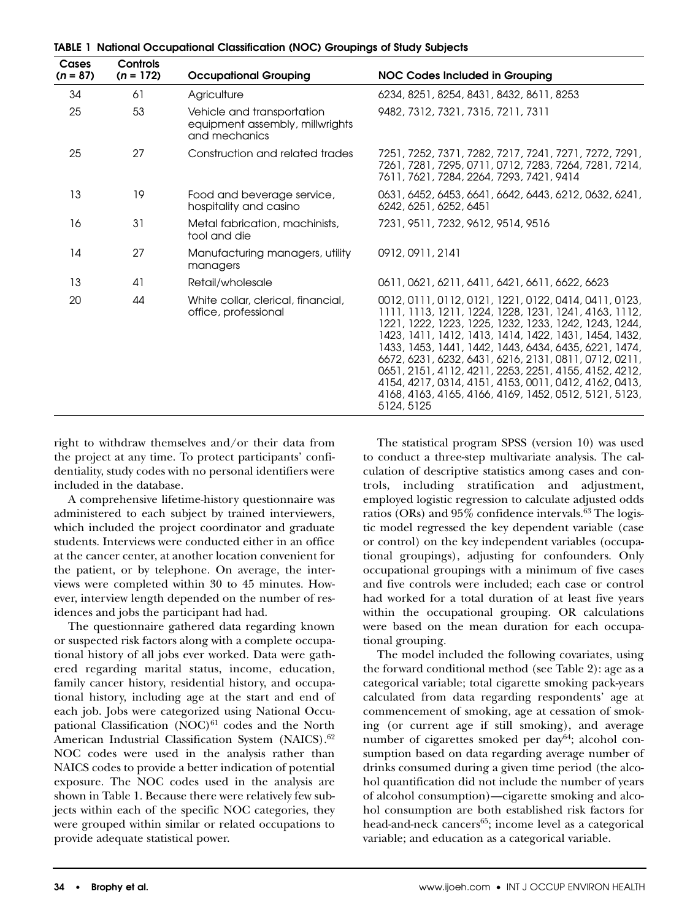**TABLE 1 National Occupational Classification (NOC) Groupings of Study Subjects**

| Cases (n = 87) | Controls (n = 172) | Occupational Grouping | NOC Codes Included in Grouping |
|---|---|---|---|
| 34 | 61 | Agriculture | 6234, 8251, 8254, 8431, 8432, 8611, 8253 |
| 25 | 53 | Vehicle and transportation equipment assembly, millwrights and mechanics | 9482, 7312, 7321, 7315, 7211, 7311 |
| 25 | 27 | Construction and related trades | 7251, 7252, 7371, 7282, 7217, 7241, 7271, 7272, 7291, 7261, 7281, 7295, 0711, 0712, 7283, 7264, 7281, 7214, 7611, 7621, 7284, 2264, 7293, 7421, 9414 |
| 13 | 19 | Food and beverage service, hospitality and casino | 0631, 6452, 6453, 6641, 6642, 6443, 6212, 0632, 6241, 6242, 6251, 6252, 6451 |
| 16 | 31 | Metal fabrication, machinists, tool and die | 7231, 9511, 7232, 9612, 9514, 9516 |
| 14 | 27 | Manufacturing managers, utility managers | 0912, 0911, 2141 |
| 13 | 41 | Retail/wholesale | 0611, 0621, 6211, 6411, 6421, 6611, 6622, 6623 |
| 20 | 44 | White collar, clerical, financial, office, professional | 0012, 0111, 0112, 0121, 1221, 0122, 0414, 0411, 0123, 1111, 1113, 1211, 1224, 1228, 1231, 1241, 4163, 1112, 1221, 1222, 1223, 1225, 1232, 1233, 1242, 1243, 1244, 1423, 1411, 1412, 1413, 1414, 1422, 1431, 1454, 1432, 1433, 1453, 1441, 1442, 1443, 6434, 6435, 6221, 1474, 6672, 6231, 6232, 6431, 6216, 2131, 0811, 0712, 0211, 0651, 2151, 4112, 4211, 2253, 2251, 4155, 4152, 4212, 4154, 4217, 0314, 4151, 4153, 0011, 0412, 4162, 0413, 4168, 4163, 4165, 4166, 4169, 1452, 0512, 5121, 5123, 5124, 5125 |

right to withdraw themselves and/or their data from the project at any time. To protect participants' confidentiality, study codes with no personal identifiers were included in the database.

A comprehensive lifetime-history questionnaire was administered to each subject by trained interviewers, which included the project coordinator and graduate students. Interviews were conducted either in an office at the cancer center, at another location convenient for the patient, or by telephone. On average, the interviews were completed within 30 to 45 minutes. However, interview length depended on the number of residences and jobs the participant had had.

The questionnaire gathered data regarding known or suspected risk factors along with a complete occupational history of all jobs ever worked. Data were gathered regarding marital status, income, education, family cancer history, residential history, and occupational history, including age at the start and end of each job. Jobs were categorized using National Occupational Classification (NOC)[61] codes and the North American Industrial Classification System (NAICS).[62] NOC codes were used in the analysis rather than NAICS codes to provide a better indication of potential exposure. The NOC codes used in the analysis are shown in Table 1. Because there were relatively few subjects within each of the specific NOC categories, they were grouped within similar or related occupations to provide adequate statistical power.

The statistical program SPSS (version 10) was used to conduct a three-step multivariate analysis. The calculation of descriptive statistics among cases and controls, including stratification and adjustment, employed logistic regression to calculate adjusted odds ratios (ORs) and 95% confidence intervals.[63] The logistic model regressed the key dependent variable (case or control) on the key independent variables (occupational groupings), adjusting for confounders. Only occupational groupings with a minimum of five cases and five controls were included; each case or control had worked for a total duration of at least five years within the occupational grouping. OR calculations were based on the mean duration for each occupational grouping.

The model included the following covariates, using the forward conditional method (see Table 2): age as a categorical variable; total cigarette smoking pack-years calculated from data regarding respondents' age at commencement of smoking, age at cessation of smoking (or current age if still smoking), and average number of cigarettes smoked per day[64]; alcohol consumption based on data regarding average number of drinks consumed during a given time period (the alcohol quantification did not include the number of years of alcohol consumption)—cigarette smoking and alcohol consumption are both established risk factors for head-and-neck cancers[65]; income level as a categorical variable; and education as a categorical variable.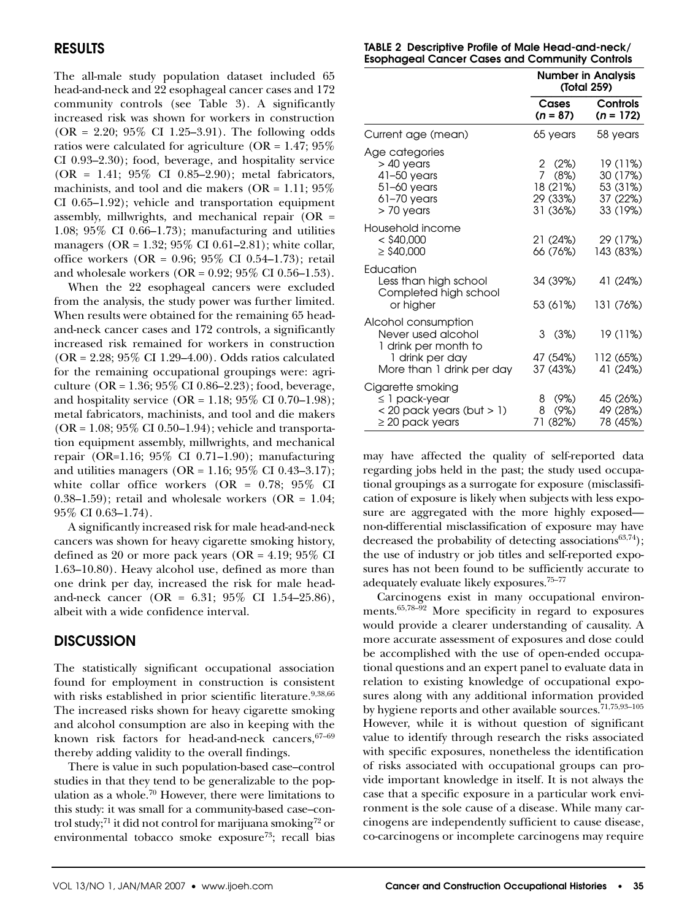## RESULTS

The all-male study population dataset included 65 head-and-neck and 22 esophageal cancer cases and 172 community controls (see Table 3). A significantly increased risk was shown for workers in construction (OR = 2.20; 95% CI 1.25–3.91). The following odds ratios were calculated for agriculture (OR = 1.47; 95% CI 0.93–2.30); food, beverage, and hospitality service (OR = 1.41; 95% CI 0.85–2.90); metal fabricators, machinists, and tool and die makers (OR = 1.11; 95% CI 0.65–1.92); vehicle and transportation equipment assembly, millwrights, and mechanical repair (OR = 1.08; 95% CI 0.66–1.73); manufacturing and utilities managers (OR = 1.32; 95% CI 0.61–2.81); white collar, office workers (OR = 0.96; 95% CI 0.54–1.73); retail and wholesale workers (OR = 0.92; 95% CI 0.56–1.53).

When the 22 esophageal cancers were excluded from the analysis, the study power was further limited. When results were obtained for the remaining 65 head-and-neck cancer cases and 172 controls, a significantly increased risk remained for workers in construction (OR = 2.28; 95% CI 1.29–4.00). Odds ratios calculated for the remaining occupational groupings were: agriculture (OR = 1.36; 95% CI 0.86–2.23); food, beverage, and hospitality service (OR = 1.18; 95% CI 0.70–1.98); metal fabricators, machinists, and tool and die makers (OR = 1.08; 95% CI 0.50–1.94); vehicle and transportation equipment assembly, millwrights, and mechanical repair (OR=1.16; 95% CI 0.71–1.90); manufacturing and utilities managers (OR = 1.16; 95% CI 0.43–3.17); white collar office workers (OR = 0.78; 95% CI 0.38–1.59); retail and wholesale workers (OR = 1.04; 95% CI 0.63–1.74).

A significantly increased risk for male head-and-neck cancers was shown for heavy cigarette smoking history, defined as 20 or more pack years (OR = 4.19; 95% CI 1.63–10.80). Heavy alcohol use, defined as more than one drink per day, increased the risk for male head-and-neck cancer (OR = 6.31; 95% CI 1.54–25.86), albeit with a wide confidence interval.

**TABLE 2 Descriptive Profile of Male Head-and-neck/Esophageal Cancer Cases and Community Controls**

| | Number in Analysis (Total 259) | |
|---|---|---|
| | Cases (*n* = 87) | Controls (*n* = 172) |
| Current age (mean) | 65 years | 58 years |
| Age categories | | |
| > 40 years | 2 (2%) | 19 (11%) |
| 41–50 years | 7 (8%) | 30 (17%) |
| 51–60 years | 18 (21%) | 53 (31%) |
| 61–70 years | 29 (33%) | 37 (22%) |
| > 70 years | 31 (36%) | 33 (19%) |
| Household income | | |
| < $40,000 | 21 (24%) | 29 (17%) |
| ≥ $40,000 | 66 (76%) | 143 (83%) |
| Education | | |
| Less than high school | 34 (39%) | 41 (24%) |
| Completed high school or higher | 53 (61%) | 131 (76%) |
| Alcohol consumption | | |
| Never used alcohol | 3 (3%) | 19 (11%) |
| 1 drink per month to 1 drink per day | 47 (54%) | 112 (65%) |
| More than 1 drink per day | 37 (43%) | 41 (24%) |
| Cigarette smoking | | |
| ≤ 1 pack-year | 8 (9%) | 45 (26%) |
| < 20 pack years (but > 1) | 8 (9%) | 49 (28%) |
| ≥ 20 pack years | 71 (82%) | 78 (45%) |

## DISCUSSION

The statistically significant occupational association found for employment in construction is consistent with risks established in prior scientific literature.[9,38,66] The increased risks shown for heavy cigarette smoking and alcohol consumption are also in keeping with the known risk factors for head-and-neck cancers,[67–69] thereby adding validity to the overall findings.

There is value in such population-based case–control studies in that they tend to be generalizable to the population as a whole.[70] However, there were limitations to this study: it was small for a community-based case–control study;[71] it did not control for marijuana smoking[72] or environmental tobacco smoke exposure[73]; recall bias may have affected the quality of self-reported data regarding jobs held in the past; the study used occupational groupings as a surrogate for exposure (misclassification of exposure is likely when subjects with less exposure are aggregated with the more highly exposed—non-differential misclassification of exposure may have decreased the probability of detecting associations[63,74]); the use of industry or job titles and self-reported exposures has not been found to be sufficiently accurate to adequately evaluate likely exposures.[75–77]

Carcinogens exist in many occupational environments.[65,78–92] More specificity in regard to exposures would provide a clearer understanding of causality. A more accurate assessment of exposures and dose could be accomplished with the use of open-ended occupational questions and an expert panel to evaluate data in relation to existing knowledge of occupational exposures along with any additional information provided by hygiene reports and other available sources.[71,75,93–105] However, while it is without question of significant value to identify through research the risks associated with specific exposures, nonetheless the identification of risks associated with occupational groups can provide important knowledge in itself. It is not always the case that a specific exposure in a particular work environment is the sole cause of a disease. While many carcinogens are independently sufficient to cause disease, co-carcinogens or incomplete carcinogens may require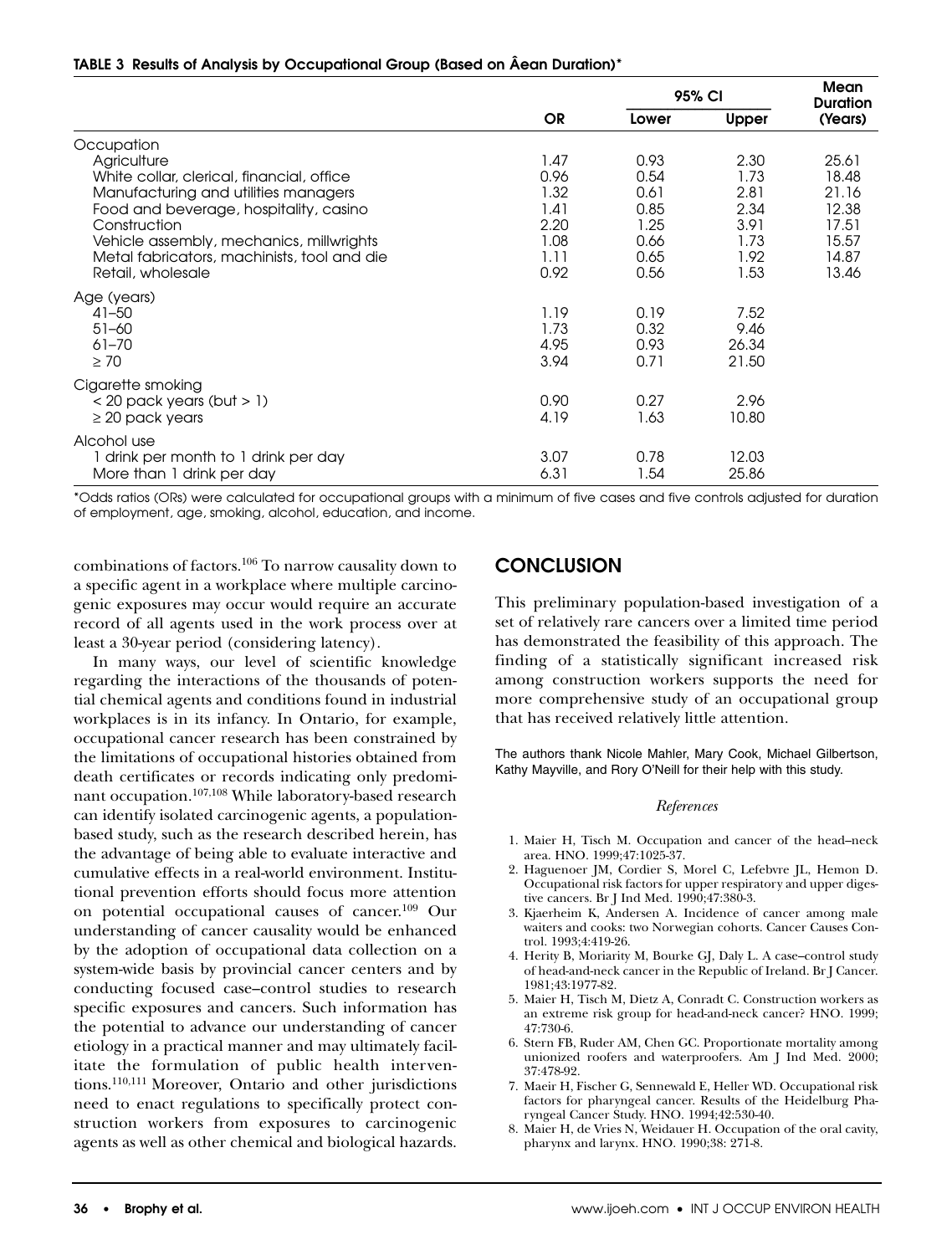**TABLE 3 Results of Analysis by Occupational Group (Based on Âean Duration)***

| | OR | 95% CI Lower | 95% CI Upper | Mean Duration (Years) |
|---|---|---|---|---|
| Occupation | | | | |
| Agriculture | 1.47 | 0.93 | 2.30 | 25.61 |
| White collar, clerical, financial, office | 0.96 | 0.54 | 1.73 | 18.48 |
| Manufacturing and utilities managers | 1.32 | 0.61 | 2.81 | 21.16 |
| Food and beverage, hospitality, casino | 1.41 | 0.85 | 2.34 | 12.38 |
| Construction | 2.20 | 1.25 | 3.91 | 17.51 |
| Vehicle assembly, mechanics, millwrights | 1.08 | 0.66 | 1.73 | 15.57 |
| Metal fabricators, machinists, tool and die | 1.11 | 0.65 | 1.92 | 14.87 |
| Retail, wholesale | 0.92 | 0.56 | 1.53 | 13.46 |
| Age (years) | | | | |
| 41–50 | 1.19 | 0.19 | 7.52 | |
| 51–60 | 1.73 | 0.32 | 9.46 | |
| 61–70 | 4.95 | 0.93 | 26.34 | |
| ≥ 70 | 3.94 | 0.71 | 21.50 | |
| Cigarette smoking | | | | |
| < 20 pack years (but > 1) | 0.90 | 0.27 | 2.96 | |
| ≥ 20 pack years | 4.19 | 1.63 | 10.80 | |
| Alcohol use | | | | |
| 1 drink per month to 1 drink per day | 3.07 | 0.78 | 12.03 | |
| More than 1 drink per day | 6.31 | 1.54 | 25.86 | |

*Odds ratios (ORs) were calculated for occupational groups with a minimum of five cases and five controls adjusted for duration of employment, age, smoking, alcohol, education, and income.

combinations of factors.[106] To narrow causality down to a specific agent in a workplace where multiple carcinogenic exposures may occur would require an accurate record of all agents used in the work process over at least a 30-year period (considering latency).

In many ways, our level of scientific knowledge regarding the interactions of the thousands of potential chemical agents and conditions found in industrial workplaces is in its infancy. In Ontario, for example, occupational cancer research has been constrained by the limitations of occupational histories obtained from death certificates or records indicating only predominant occupation.[107,108] While laboratory-based research can identify isolated carcinogenic agents, a population-based study, such as the research described herein, has the advantage of being able to evaluate interactive and cumulative effects in a real-world environment. Institutional prevention efforts should focus more attention on potential occupational causes of cancer.[109] Our understanding of cancer causality would be enhanced by the adoption of occupational data collection on a system-wide basis by provincial cancer centers and by conducting focused case–control studies to research specific exposures and cancers. Such information has the potential to advance our understanding of cancer etiology in a practical manner and may ultimately facilitate the formulation of public health interventions.[110,111] Moreover, Ontario and other jurisdictions need to enact regulations to specifically protect construction workers from exposures to carcinogenic agents as well as other chemical and biological hazards.

## CONCLUSION

This preliminary population-based investigation of a set of relatively rare cancers over a limited time period has demonstrated the feasibility of this approach. The finding of a statistically significant increased risk among construction workers supports the need for more comprehensive study of an occupational group that has received relatively little attention.

The authors thank Nicole Mahler, Mary Cook, Michael Gilbertson, Kathy Mayville, and Rory O'Neill for their help with this study.

*References*

1. Maier H, Tisch M. Occupation and cancer of the head–neck area. HNO. 1999;47:1025-37.
2. Haguenoer JM, Cordier S, Morel C, Lefebvre JL, Hemon D. Occupational risk factors for upper respiratory and upper digestive cancers. Br J Ind Med. 1990;47:380-3.
3. Kjaerheim K, Andersen A. Incidence of cancer among male waiters and cooks: two Norwegian cohorts. Cancer Causes Control. 1993;4:419-26.
4. Herity B, Moriarity M, Bourke GJ, Daly L. A case–control study of head-and-neck cancer in the Republic of Ireland. Br J Cancer. 1981;43:1977-82.
5. Maier H, Tisch M, Dietz A, Conradt C. Construction workers as an extreme risk group for head-and-neck cancer? HNO. 1999; 47:730-6.
6. Stern FB, Ruder AM, Chen GC. Proportionate mortality among unionized roofers and waterproofers. Am J Ind Med. 2000; 37:478-92.
7. Maeir H, Fischer G, Sennewald E, Heller WD. Occupational risk factors for pharyngeal cancer. Results of the Heidelberg Pharyngeal Cancer Study. HNO. 1994;42:530-40.
8. Maier H, de Vries N, Weidauer H. Occupation of the oral cavity, pharynx and larynx. HNO. 1990;38: 271-8.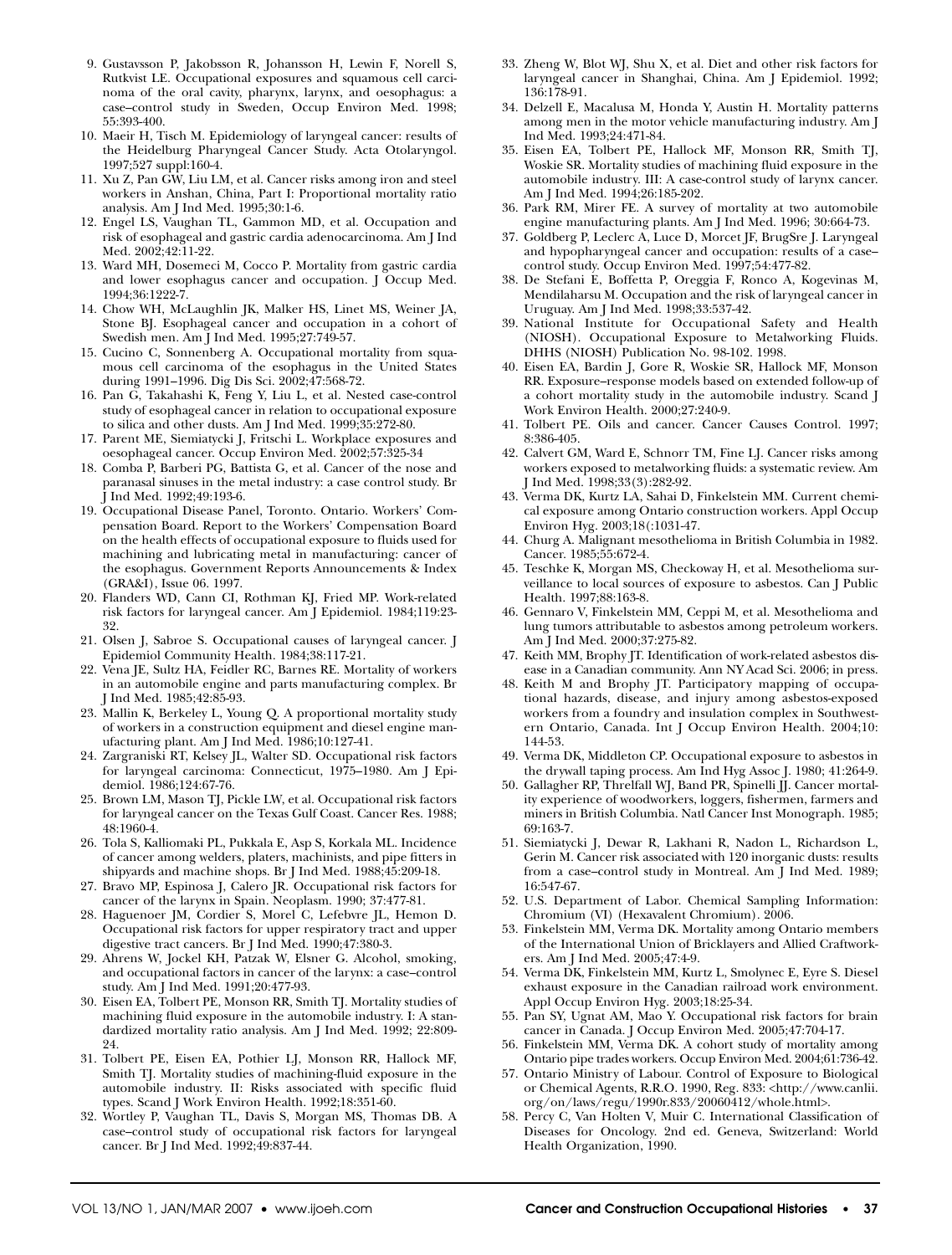9. Gustavsson P, Jakobsson R, Johansson H, Lewin F, Norell S, Rutkvist LE. Occupational exposures and squamous cell carcinoma of the oral cavity, pharynx, larynx, and oesophagus: a case–control study in Sweden, Occup Environ Med. 1998; 55:393-400.
10. Maeir H, Tisch M. Epidemiology of laryngeal cancer: results of the Heidelburg Pharyngeal Cancer Study. Acta Otolaryngol. 1997;527 suppl:160-4.
11. Xu Z, Pan GW, Liu LM, et al. Cancer risks among iron and steel workers in Anshan, China, Part I: Proportional mortality ratio analysis. Am J Ind Med. 1995;30:1-6.
12. Engel LS, Vaughan TL, Gammon MD, et al. Occupation and risk of esophageal and gastric cardia adenocarcinoma. Am J Ind Med. 2002;42:11-22.
13. Ward MH, Dosemeci M, Cocco P. Mortality from gastric cardia and lower esophagus cancer and occupation. J Occup Med. 1994;36:1222-7.
14. Chow WH, McLaughlin JK, Malker HS, Linet MS, Weiner JA, Stone BJ. Esophageal cancer and occupation in a cohort of Swedish men. Am J Ind Med. 1995;27:749-57.
15. Cucino C, Sonnenberg A. Occupational mortality from squamous cell carcinoma of the esophagus in the United States during 1991–1996. Dig Dis Sci. 2002;47:568-72.
16. Pan G, Takahashi K, Feng Y, Liu L, et al. Nested case-control study of esophageal cancer in relation to occupational exposure to silica and other dusts. Am J Ind Med. 1999;35:272-80.
17. Parent ME, Siemiatycki J, Fritschi L. Workplace exposures and oesophageal cancer. Occup Environ Med. 2002;57:325-34
18. Comba P, Barberi PG, Battista G, et al. Cancer of the nose and paranasal sinuses in the metal industry: a case control study. Br J Ind Med. 1992;49:193-6.
19. Occupational Disease Panel, Toronto. Ontario. Workers' Compensation Board. Report to the Workers' Compensation Board on the health effects of occupational exposure to fluids used for machining and lubricating metal in manufacturing: cancer of the esophagus. Government Reports Announcements & Index (GRA&I), Issue 06. 1997.
20. Flanders WD, Cann CI, Rothman KJ, Fried MP. Work-related risk factors for laryngeal cancer. Am J Epidemiol. 1984;119:23-32.
21. Olsen J, Sabroe S. Occupational causes of laryngeal cancer. J Epidemiol Community Health. 1984;38:117-21.
22. Vena JE, Sultz HA, Feidler RC, Barnes RE. Mortality of workers in an automobile engine and parts manufacturing complex. Br J Ind Med. 1985;42:85-93.
23. Mallin K, Berkeley L, Young Q. A proportional mortality study of workers in a construction equipment and diesel engine manufacturing plant. Am J Ind Med. 1986;10:127-41.
24. Zargraniski RT, Kelsey JL, Walter SD. Occupational risk factors for laryngeal carcinoma: Connecticut, 1975–1980. Am J Epidemiol. 1986;124:67-76.
25. Brown LM, Mason TJ, Pickle LW, et al. Occupational risk factors for laryngeal cancer on the Texas Gulf Coast. Cancer Res. 1988; 48:1960-4.
26. Tola S, Kalliomaki PL, Pukkala E, Asp S, Korkala ML. Incidence of cancer among welders, platers, machinists, and pipe fitters in shipyards and machine shops. Br J Ind Med. 1988;45:209-18.
27. Bravo MP, Espinosa J, Calero JR. Occupational risk factors for cancer of the larynx in Spain. Neoplasm. 1990; 37:477-81.
28. Haguenoer JM, Cordier S, Morel C, Lefebvre JL, Hemon D. Occupational risk factors for upper respiratory tract and upper digestive tract cancers. Br J Ind Med. 1990;47:380-3.
29. Ahrens W, Jockel KH, Patzak W, Elsner G. Alcohol, smoking, and occupational factors in cancer of the larynx: a case–control study. Am J Ind Med. 1991;20:477-93.
30. Eisen EA, Tolbert PE, Monson RR, Smith TJ. Mortality studies of machining fluid exposure in the automobile industry. I: A standardized mortality ratio analysis. Am J Ind Med. 1992; 22:809-24.
31. Tolbert PE, Eisen EA, Pothier LJ, Monson RR, Hallock MF, Smith TJ. Mortality studies of machining-fluid exposure in the automobile industry. II: Risks associated with specific fluid types. Scand J Work Environ Health. 1992;18:351-60.
32. Wortley P, Vaughan TL, Davis S, Morgan MS, Thomas DB. A case–control study of occupational risk factors for laryngeal cancer. Br J Ind Med. 1992;49:837-44.
33. Zheng W, Blot WJ, Shu X, et al. Diet and other risk factors for laryngeal cancer in Shanghai, China. Am J Epidemiol. 1992; 136:178-91.
34. Delzell E, Macalusa M, Honda Y, Austin H. Mortality patterns among men in the motor vehicle manufacturing industry. Am J Ind Med. 1993;24:471-84.
35. Eisen EA, Tolbert PE, Hallock MF, Monson RR, Smith TJ, Woskie SR. Mortality studies of machining fluid exposure in the automobile industry. III: A case-control study of larynx cancer. Am J Ind Med. 1994;26:185-202.
36. Park RM, Mirer FE. A survey of mortality at two automobile engine manufacturing plants. Am J Ind Med. 1996; 30:664-73.
37. Goldberg P, Leclerc A, Luce D, Morcet JF, BrugSre J. Laryngeal and hypopharyngeal cancer and occupation: results of a case–control study. Occup Environ Med. 1997;54:477-82.
38. De Stefani E, Boffetta P, Oreggia F, Ronco A, Kogevinas M, Mendilaharsu M. Occupation and the risk of laryngeal cancer in Uruguay. Am J Ind Med. 1998;33:537-42.
39. National Institute for Occupational Safety and Health (NIOSH). Occupational Exposure to Metalworking Fluids. DHHS (NIOSH) Publication No. 98-102. 1998.
40. Eisen EA, Bardin J, Gore R, Woskie SR, Hallock MF, Monson RR. Exposure–response models based on extended follow-up of a cohort mortality study in the automobile industry. Scand J Work Environ Health. 2000;27:240-9.
41. Tolbert PE. Oils and cancer. Cancer Causes Control. 1997; 8:386-405.
42. Calvert GM, Ward E, Schnorr TM, Fine LJ. Cancer risks among workers exposed to metalworking fluids: a systematic review. Am J Ind Med. 1998;33(3):282-92.
43. Verma DK, Kurtz LA, Sahai D, Finkelstein MM. Current chemical exposure among Ontario construction workers. Appl Occup Environ Hyg. 2003;18(:1031-47.
44. Churg A. Malignant mesothelioma in British Columbia in 1982. Cancer. 1985;55:672-4.
45. Teschke K, Morgan MS, Checkoway H, et al. Mesothelioma surveillance to local sources of exposure to asbestos. Can J Public Health. 1997;88:163-8.
46. Gennaro V, Finkelstein MM, Ceppi M, et al. Mesothelioma and lung tumors attributable to asbestos among petroleum workers. Am J Ind Med. 2000;37:275-82.
47. Keith MM, Brophy JT. Identification of work-related asbestos disease in a Canadian community. Ann NY Acad Sci. 2006; in press.
48. Keith M and Brophy JT. Participatory mapping of occupational hazards, disease, and injury among asbestos-exposed workers from a foundry and insulation complex in Southwestern Ontario, Canada. Int J Occup Environ Health. 2004;10: 144-53.
49. Verma DK, Middleton CP. Occupational exposure to asbestos in the drywall taping process. Am Ind Hyg Assoc J. 1980; 41:264-9.
50. Gallagher RP, Threlfall WJ, Band PR, Spinelli JJ. Cancer mortality experience of woodworkers, loggers, fishermen, farmers and miners in British Columbia. Natl Cancer Inst Monograph. 1985; 69:163-7.
51. Siemiatycki J, Dewar R, Lakhani R, Nadon L, Richardson L, Gerin M. Cancer risk associated with 120 inorganic dusts: results from a case–control study in Montreal. Am J Ind Med. 1989; 16:547-67.
52. U.S. Department of Labor. Chemical Sampling Information: Chromium (VI) (Hexavalent Chromium). 2006.
53. Finkelstein MM, Verma DK. Mortality among Ontario members of the International Union of Bricklayers and Allied Craftworkers. Am J Ind Med. 2005;47:4-9.
54. Verma DK, Finkelstein MM, Kurtz L, Smolynec E, Eyre S. Diesel exhaust exposure in the Canadian railroad work environment. Appl Occup Environ Hyg. 2003;18:25-34.
55. Pan SY, Ugnat AM, Mao Y. Occupational risk factors for brain cancer in Canada. J Occup Environ Med. 2005;47:704-17.
56. Finkelstein MM, Verma DK. A cohort study of mortality among Ontario pipe trades workers. Occup Environ Med. 2004;61:736-42.
57. Ontario Ministry of Labour. Control of Exposure to Biological or Chemical Agents, R.R.O. 1990, Reg. 833: <http://www.canlii.org/on/laws/regu/1990r.833/20060412/whole.html>.
58. Percy C, Van Holten V, Muir C. International Classification of Diseases for Oncology. 2nd ed. Geneva, Switzerland: World Health Organization, 1990.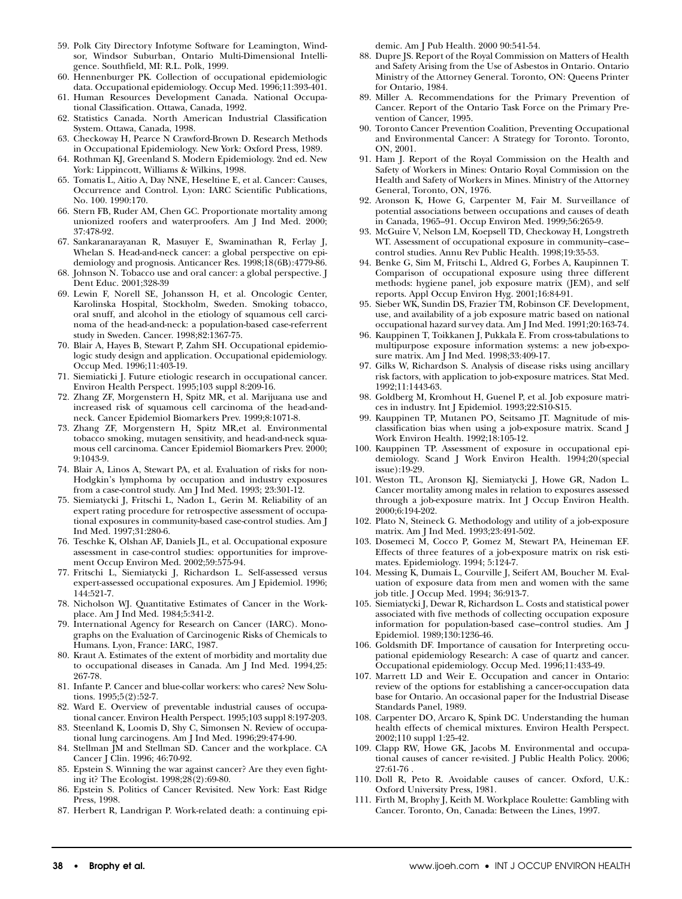59. Polk City Directory Infotyme Software for Leamington, Windsor, Windsor Suburban, Ontario Multi-Dimensional Intelligence. Southfield, MI: R.L. Polk, 1999.
60. Hennenburger PK. Collection of occupational epidemiologic data. Occupational epidemiology. Occup Med. 1996;11:393-401.
61. Human Resources Development Canada. National Occupational Classification. Ottawa, Canada, 1992.
62. Statistics Canada. North American Industrial Classification System. Ottawa, Canada, 1998.
63. Checkoway H, Pearce N Crawford-Brown D. Research Methods in Occupational Epidemiology. New York: Oxford Press, 1989.
64. Rothman KJ, Greenland S. Modern Epidemiology. 2nd ed. New York: Lippincott, Williams & Wilkins, 1998.
65. Tomatis L, Aitio A, Day NNE, Heseltine E, et al. Cancer: Causes, Occurrence and Control. Lyon: IARC Scientific Publications, No. 100. 1990:170.
66. Stern FB, Ruder AM, Chen GC. Proportionate mortality among unionized roofers and waterproofers. Am J Ind Med. 2000; 37:478-92.
67. Sankaranarayanan R, Masuyer E, Swaminathan R, Ferlay J, Whelan S. Head-and-neck cancer: a global perspective on epidemiology and prognosis. Anticancer Res. 1998;18(6B):4779-86.
68. Johnson N. Tobacco use and oral cancer: a global perspective. J Dent Educ. 2001;328-39
69. Lewin F, Norell SE, Johansson H, et al. Oncologic Center, Karolinska Hospital, Stockholm, Sweden. Smoking tobacco, oral snuff, and alcohol in the etiology of squamous cell carcinoma of the head-and-neck: a population-based case-referrent study in Sweden. Cancer. 1998;82:1367-75.
70. Blair A, Hayes B, Stewart P, Zahm SH. Occupational epidemiologic study design and application. Occupational epidemiology. Occup Med. 1996;11:403-19.
71. Siemiaticki J. Future etiologic research in occupational cancer. Environ Health Perspect. 1995;103 suppl 8:209-16.
72. Zhang ZF, Morgenstern H, Spitz MR, et al. Marijuana use and increased risk of squamous cell carcinoma of the head-and-neck. Cancer Epidemiol Biomarkers Prev. 1999;8:1071-8.
73. Zhang ZF, Morgenstern H, Spitz MR,et al. Environmental tobacco smoking, mutagen sensitivity, and head-and-neck squamous cell carcinoma. Cancer Epidemiol Biomarkers Prev. 2000; 9:1043-9.
74. Blair A, Linos A, Stewart PA, et al. Evaluation of risks for non-Hodgkin's lymphoma by occupation and industry exposures from a case-control study. Am J Ind Med. 1993; 23:301-12.
75. Siemiatycki J, Fritschi L, Nadon L, Gerin M. Reliability of an expert rating procedure for retrospective assessment of occupational exposures in community-based case-control studies. Am J Ind Med. 1997;31:280-6.
76. Teschke K, Olshan AF, Daniels JL, et al. Occupational exposure assessment in case-control studies: opportunities for improvement Occup Environ Med. 2002;59:575-94.
77. Fritschi L, Siemiatycki J, Richardson L. Self-assessed versus expert-assessed occupational exposures. Am J Epidemiol. 1996; 144:521-7.
78. Nicholson WJ. Quantitative Estimates of Cancer in the Workplace. Am J Ind Med. 1984;5:341-2.
79. International Agency for Research on Cancer (IARC). Monographs on the Evaluation of Carcinogenic Risks of Chemicals to Humans. Lyon, France: IARC, 1987.
80. Kraut A. Estimates of the extent of morbidity and mortality due to occupational diseases in Canada. Am J Ind Med. 1994,25: 267-78.
81. Infante P. Cancer and blue-collar workers: who cares? New Solutions. 1995;5(2):52-7.
82. Ward E. Overview of preventable industrial causes of occupational cancer. Environ Health Perspect. 1995;103 suppl 8:197-203.
83. Steenland K, Loomis D, Shy C, Simonsen N. Review of occupational lung carcinogens. Am J Ind Med. 1996;29:474-90.
84. Stellman JM and Stellman SD. Cancer and the workplace. CA Cancer J Clin. 1996; 46:70-92.
85. Epstein S. Winning the war against cancer? Are they even fighting it? The Ecologist. 1998;28(2):69-80.
86. Epstein S. Politics of Cancer Revisited. New York: East Ridge Press, 1998.
87. Herbert R, Landrigan P. Work-related death: a continuing epidemic. Am J Pub Health. 2000 90:541-54.
88. Dupre JS. Report of the Royal Commission on Matters of Health and Safety Arising from the Use of Asbestos in Ontario. Ontario Ministry of the Attorney General. Toronto, ON: Queens Printer for Ontario, 1984.
89. Miller A. Recommendations for the Primary Prevention of Cancer. Report of the Ontario Task Force on the Primary Prevention of Cancer, 1995.
90. Toronto Cancer Prevention Coalition, Preventing Occupational and Environmental Cancer: A Strategy for Toronto. Toronto, ON, 2001.
91. Ham J. Report of the Royal Commission on the Health and Safety of Workers in Mines: Ontario Royal Commission on the Health and Safety of Workers in Mines. Ministry of the Attorney General, Toronto, ON, 1976.
92. Aronson K, Howe G, Carpenter M, Fair M. Surveillance of potential associations between occupations and causes of death in Canada, 1965–91. Occup Environ Med. 1999;56:265-9.
93. McGuire V, Nelson LM, Koepsell TD, Checkoway H, Longstreth WT. Assessment of occupational exposure in community–case–control studies. Annu Rev Public Health. 1998;19:35-53.
94. Benke G, Sim M, Fritschi L, Aldred G, Forbes A, Kaupinnen T. Comparison of occupational exposure using three different methods: hygiene panel, job exposure matrix (JEM), and self reports. Appl Occup Environ Hyg. 2001;16:84-91.
95. Sieber WK, Sundin DS, Frazier TM, Robinson CF. Development, use, and availability of a job exposure matric based on national occupational hazard survey data. Am J Ind Med. 1991;20:163-74.
96. Kauppinen T, Toikkanen J, Pukkala E. From cross-tabulations to multipurpose exposure information systems: a new job-exposure matrix. Am J Ind Med. 1998;33:409-17.
97. Gilks W, Richardson S. Analysis of disease risks using ancillary risk factors, with application to job-exposure matrices. Stat Med. 1992;11:1443-63.
98. Goldberg M, Kromhout H, Guenel P, et al. Job exposure matrices in industry. Int J Epidemiol. 1993;22:S10-S15.
99. Kauppinen TP, Mutanen PO, Seitsamo JT. Magnitude of misclassification bias when using a job-exposure matrix. Scand J Work Environ Health. 1992;18:105-12.
100. Kauppinen TP. Assessment of exposure in occupational epidemiology. Scand J Work Environ Health. 1994;20(special issue):19-29.
101. Weston TL, Aronson KJ, Siemiatycki J, Howe GR, Nadon L. Cancer mortality among males in relation to exposures assessed through a job-exposure matrix. Int J Occup Environ Health. 2000;6:194-202.
102. Plato N, Steineck G. Methodology and utility of a job-exposure matrix. Am J Ind Med. 1993;23:491-502.
103. Dosemeci M, Cocco P, Gomez M, Stewart PA, Heineman EF. Effects of three features of a job-exposure matrix on risk estimates. Epidemiology. 1994; 5:124-7.
104. Messing K, Dumais L, Courville J, Seifert AM, Boucher M. Evaluation of exposure data from men and women with the same job title. J Occup Med. 1994; 36:913-7.
105. Siemiatycki J, Dewar R, Richardson L. Costs and statistical power associated with five methods of collecting occupation exposure information for population-based case–control studies. Am J Epidemiol. 1989;130:1236-46.
106. Goldsmith DF. Importance of causation for Interpreting occupational epidemiology Research: A case of quartz and cancer. Occupational epidemiology. Occup Med. 1996;11:433-49.
107. Marrett LD and Weir E. Occupation and cancer in Ontario: review of the options for establishing a cancer-occupation data base for Ontario. An occasional paper for the Industrial Disease Standards Panel, 1989.
108. Carpenter DO, Arcaro K, Spink DC. Understanding the human health effects of chemical mixtures. Environ Health Perspect. 2002;110 suppl 1:25-42.
109. Clapp RW, Howe GK, Jacobs M. Environmental and occupational causes of cancer re-visited. J Public Health Policy. 2006; 27:61-76 .
110. Doll R, Peto R. Avoidable causes of cancer. Oxford, U.K.: Oxford University Press, 1981.
111. Firth M, Brophy J, Keith M. Workplace Roulette: Gambling with Cancer. Toronto, On, Canada: Between the Lines, 1997.